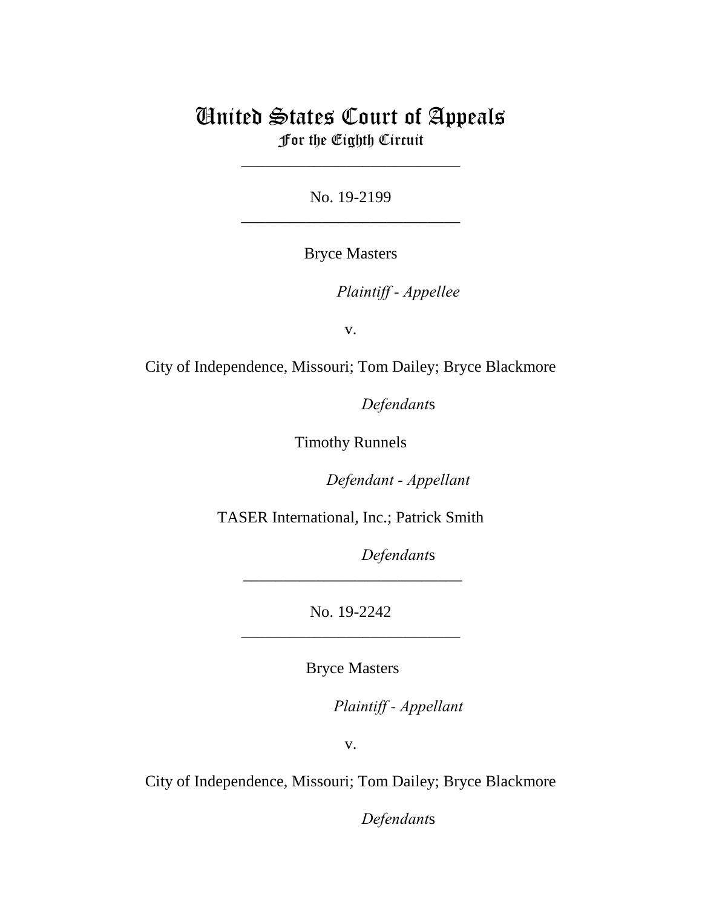# United States Court of Appeals
## For the Eighth Circuit

\_\_\_\_\_\_\_\_\_\_\_\_\_\_\_\_\_\_\_\_\_\_\_\_\_\_\_

No. 19-2199

\_\_\_\_\_\_\_\_\_\_\_\_\_\_\_\_\_\_\_\_\_\_\_\_\_\_\_

Bryce Masters

*Plaintiff - Appellee*

v.

City of Independence, Missouri; Tom Dailey; Bryce Blackmore

*Defendants*

Timothy Runnels

*Defendant - Appellant*

TASER International, Inc.; Patrick Smith

*Defendants*

\_\_\_\_\_\_\_\_\_\_\_\_\_\_\_\_\_\_\_\_\_\_\_\_\_\_\_

No. 19-2242

\_\_\_\_\_\_\_\_\_\_\_\_\_\_\_\_\_\_\_\_\_\_\_\_\_\_\_

Bryce Masters

*Plaintiff - Appellant*

v.

City of Independence, Missouri; Tom Dailey; Bryce Blackmore

*Defendants*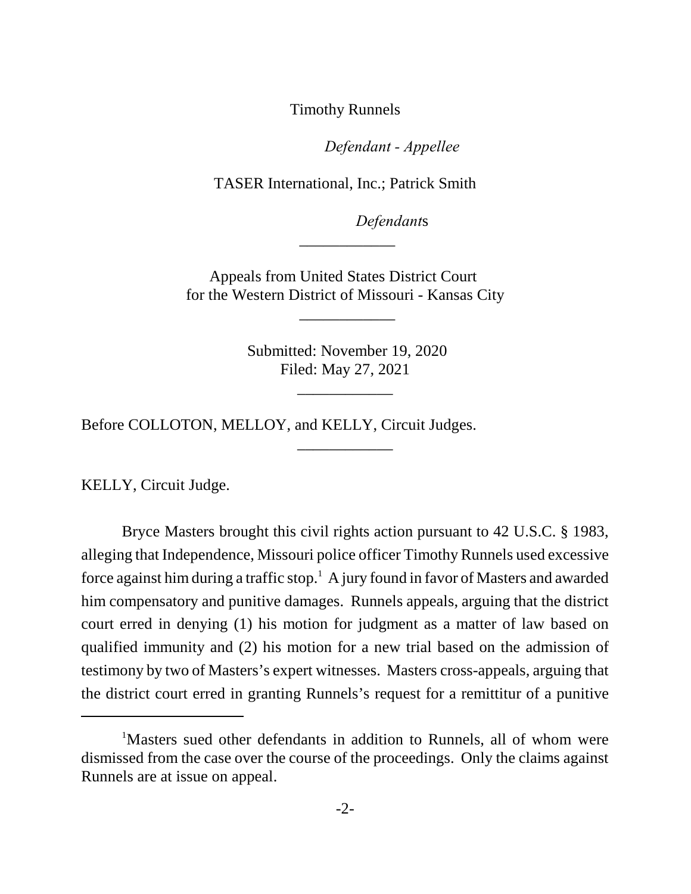Timothy Runnels

*Defendant - Appellee*

TASER International, Inc.; Patrick Smith

*Defendants*

------------

Appeals from United States District Court for the Western District of Missouri - Kansas City

------------

Submitted: November 19, 2020
Filed: May 27, 2021

------------

Before COLLOTON, MELLOY, and KELLY, Circuit Judges.

------------

KELLY, Circuit Judge.

Bryce Masters brought this civil rights action pursuant to 42 U.S.C. § 1983, alleging that Independence, Missouri police officer Timothy Runnels used excessive force against him during a traffic stop.[1] A jury found in favor of Masters and awarded him compensatory and punitive damages. Runnels appeals, arguing that the district court erred in denying (1) his motion for judgment as a matter of law based on qualified immunity and (2) his motion for a new trial based on the admission of testimony by two of Masters's expert witnesses. Masters cross-appeals, arguing that the district court erred in granting Runnels's request for a remittitur of a punitive

[1]Masters sued other defendants in addition to Runnels, all of whom were dismissed from the case over the course of the proceedings. Only the claims against Runnels are at issue on appeal.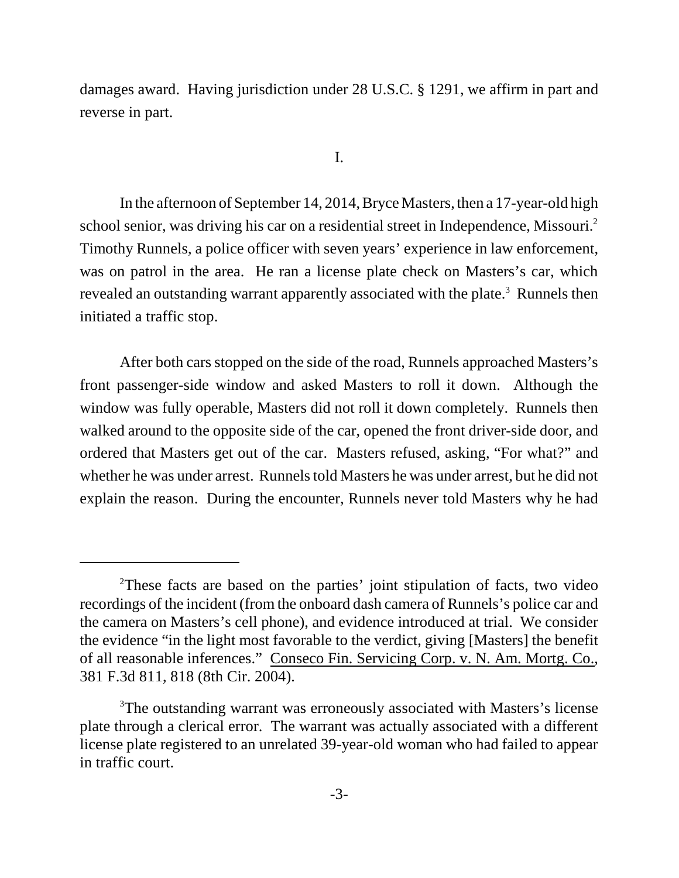damages award. Having jurisdiction under 28 U.S.C. § 1291, we affirm in part and reverse in part.

I.

In the afternoon of September 14, 2014, Bryce Masters, then a 17-year-old high school senior, was driving his car on a residential street in Independence, Missouri.[2] Timothy Runnels, a police officer with seven years' experience in law enforcement, was on patrol in the area. He ran a license plate check on Masters's car, which revealed an outstanding warrant apparently associated with the plate.[3] Runnels then initiated a traffic stop.

After both cars stopped on the side of the road, Runnels approached Masters's front passenger-side window and asked Masters to roll it down. Although the window was fully operable, Masters did not roll it down completely. Runnels then walked around to the opposite side of the car, opened the front driver-side door, and ordered that Masters get out of the car. Masters refused, asking, "For what?" and whether he was under arrest. Runnels told Masters he was under arrest, but he did not explain the reason. During the encounter, Runnels never told Masters why he had

---

[2]These facts are based on the parties' joint stipulation of facts, two video recordings of the incident (from the onboard dash camera of Runnels's police car and the camera on Masters's cell phone), and evidence introduced at trial. We consider the evidence "in the light most favorable to the verdict, giving [Masters] the benefit of all reasonable inferences." Conseco Fin. Servicing Corp. v. N. Am. Mortg. Co., 381 F.3d 811, 818 (8th Cir. 2004).

[3]The outstanding warrant was erroneously associated with Masters's license plate through a clerical error. The warrant was actually associated with a different license plate registered to an unrelated 39-year-old woman who had failed to appear in traffic court.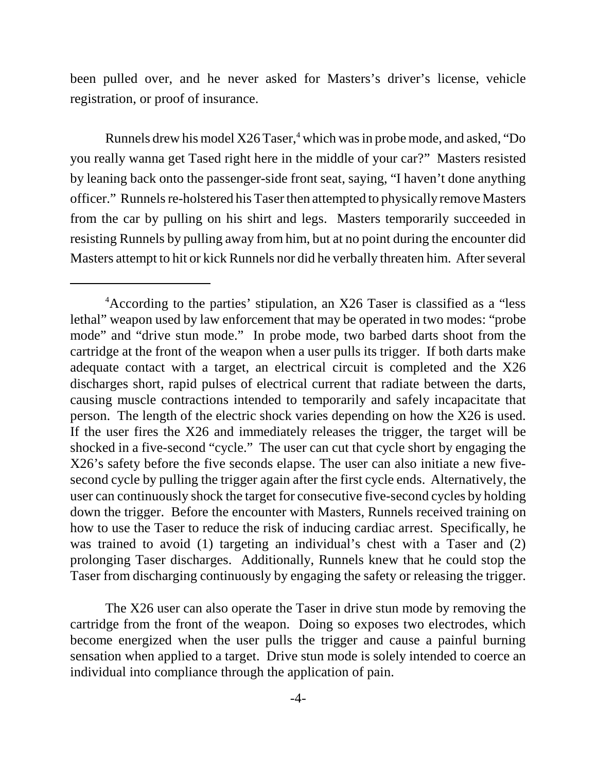been pulled over, and he never asked for Masters's driver's license, vehicle registration, or proof of insurance.

Runnels drew his model X26 Taser,[4] which was in probe mode, and asked, "Do you really wanna get Tased right here in the middle of your car?" Masters resisted by leaning back onto the passenger-side front seat, saying, "I haven't done anything officer." Runnels re-holstered his Taser then attempted to physically remove Masters from the car by pulling on his shirt and legs. Masters temporarily succeeded in resisting Runnels by pulling away from him, but at no point during the encounter did Masters attempt to hit or kick Runnels nor did he verbally threaten him. After several

---

[4]According to the parties' stipulation, an X26 Taser is classified as a "less lethal" weapon used by law enforcement that may be operated in two modes: "probe mode" and "drive stun mode." In probe mode, two barbed darts shoot from the cartridge at the front of the weapon when a user pulls its trigger. If both darts make adequate contact with a target, an electrical circuit is completed and the X26 discharges short, rapid pulses of electrical current that radiate between the darts, causing muscle contractions intended to temporarily and safely incapacitate that person. The length of the electric shock varies depending on how the X26 is used. If the user fires the X26 and immediately releases the trigger, the target will be shocked in a five-second "cycle." The user can cut that cycle short by engaging the X26's safety before the five seconds elapse. The user can also initiate a new five-second cycle by pulling the trigger again after the first cycle ends. Alternatively, the user can continuously shock the target for consecutive five-second cycles by holding down the trigger. Before the encounter with Masters, Runnels received training on how to use the Taser to reduce the risk of inducing cardiac arrest. Specifically, he was trained to avoid (1) targeting an individual's chest with a Taser and (2) prolonging Taser discharges. Additionally, Runnels knew that he could stop the Taser from discharging continuously by engaging the safety or releasing the trigger.

The X26 user can also operate the Taser in drive stun mode by removing the cartridge from the front of the weapon. Doing so exposes two electrodes, which become energized when the user pulls the trigger and cause a painful burning sensation when applied to a target. Drive stun mode is solely intended to coerce an individual into compliance through the application of pain.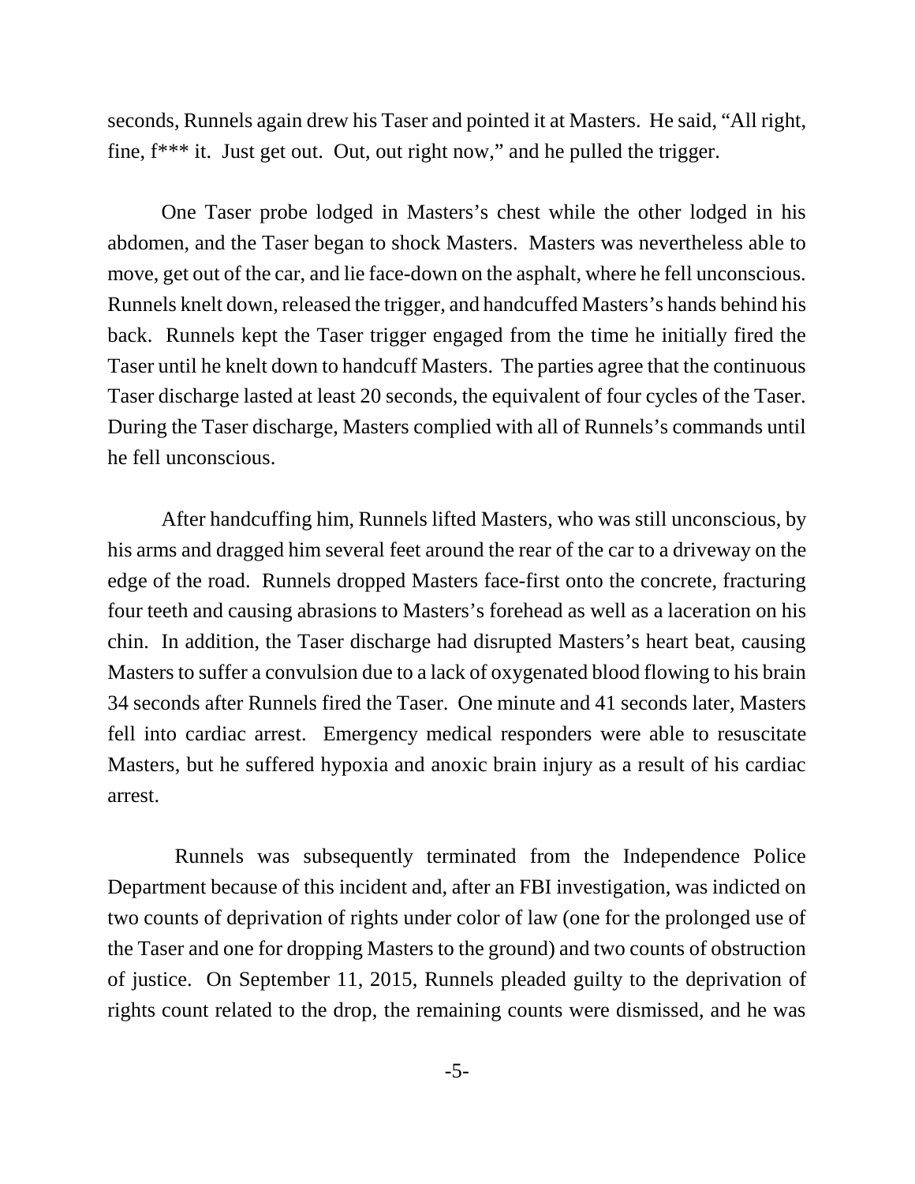seconds, Runnels again drew his Taser and pointed it at Masters. He said, "All right, fine, f*** it. Just get out. Out, out right now," and he pulled the trigger.

One Taser probe lodged in Masters's chest while the other lodged in his abdomen, and the Taser began to shock Masters. Masters was nevertheless able to move, get out of the car, and lie face-down on the asphalt, where he fell unconscious. Runnels knelt down, released the trigger, and handcuffed Masters's hands behind his back. Runnels kept the Taser trigger engaged from the time he initially fired the Taser until he knelt down to handcuff Masters. The parties agree that the continuous Taser discharge lasted at least 20 seconds, the equivalent of four cycles of the Taser. During the Taser discharge, Masters complied with all of Runnels's commands until he fell unconscious.

After handcuffing him, Runnels lifted Masters, who was still unconscious, by his arms and dragged him several feet around the rear of the car to a driveway on the edge of the road. Runnels dropped Masters face-first onto the concrete, fracturing four teeth and causing abrasions to Masters's forehead as well as a laceration on his chin. In addition, the Taser discharge had disrupted Masters's heart beat, causing Masters to suffer a convulsion due to a lack of oxygenated blood flowing to his brain 34 seconds after Runnels fired the Taser. One minute and 41 seconds later, Masters fell into cardiac arrest. Emergency medical responders were able to resuscitate Masters, but he suffered hypoxia and anoxic brain injury as a result of his cardiac arrest.

Runnels was subsequently terminated from the Independence Police Department because of this incident and, after an FBI investigation, was indicted on two counts of deprivation of rights under color of law (one for the prolonged use of the Taser and one for dropping Masters to the ground) and two counts of obstruction of justice. On September 11, 2015, Runnels pleaded guilty to the deprivation of rights count related to the drop, the remaining counts were dismissed, and he was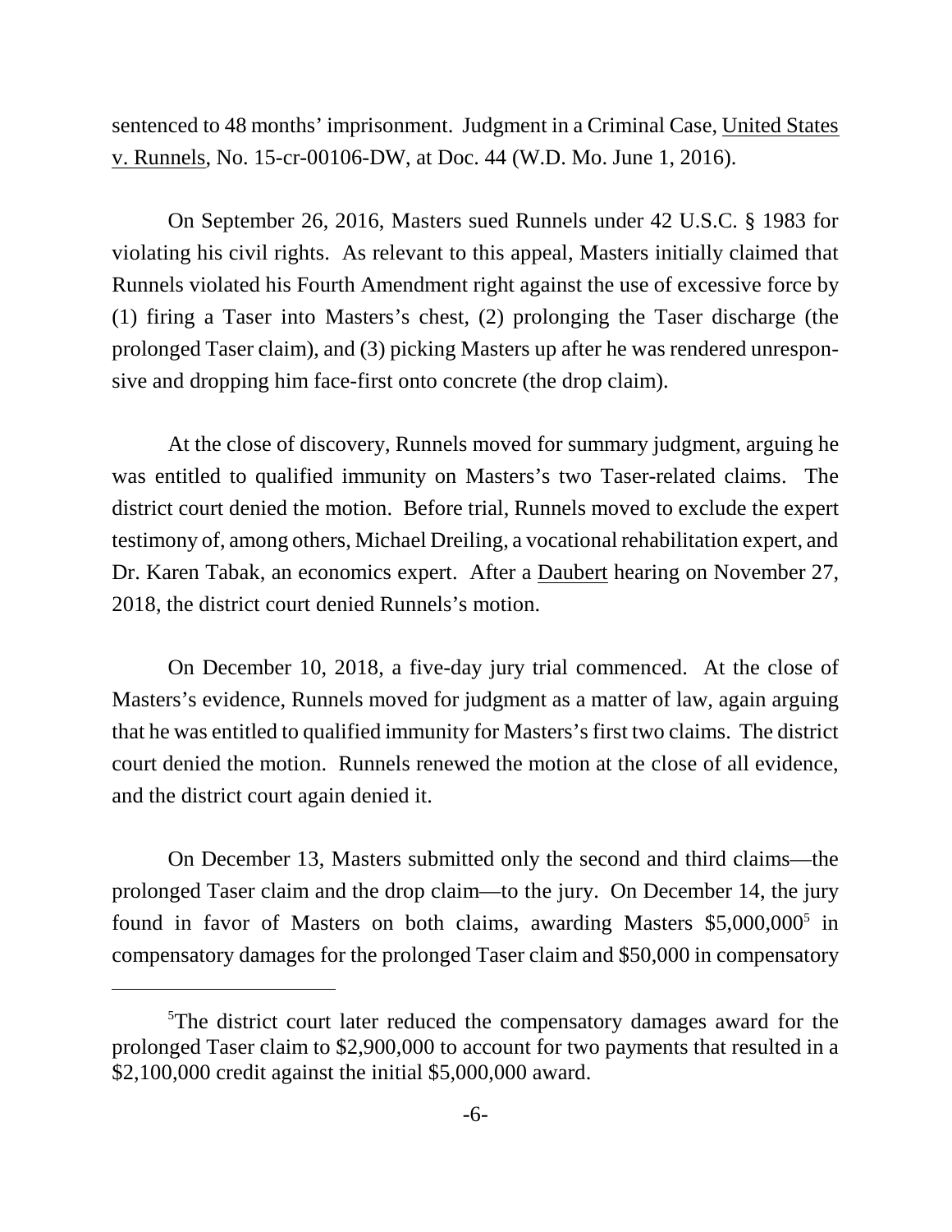sentenced to 48 months' imprisonment. Judgment in a Criminal Case, United States v. Runnels, No. 15-cr-00106-DW, at Doc. 44 (W.D. Mo. June 1, 2016).

On September 26, 2016, Masters sued Runnels under 42 U.S.C. § 1983 for violating his civil rights. As relevant to this appeal, Masters initially claimed that Runnels violated his Fourth Amendment right against the use of excessive force by (1) firing a Taser into Masters's chest, (2) prolonging the Taser discharge (the prolonged Taser claim), and (3) picking Masters up after he was rendered unresponsive and dropping him face-first onto concrete (the drop claim).

At the close of discovery, Runnels moved for summary judgment, arguing he was entitled to qualified immunity on Masters's two Taser-related claims. The district court denied the motion. Before trial, Runnels moved to exclude the expert testimony of, among others, Michael Dreiling, a vocational rehabilitation expert, and Dr. Karen Tabak, an economics expert. After a Daubert hearing on November 27, 2018, the district court denied Runnels's motion.

On December 10, 2018, a five-day jury trial commenced. At the close of Masters's evidence, Runnels moved for judgment as a matter of law, again arguing that he was entitled to qualified immunity for Masters's first two claims. The district court denied the motion. Runnels renewed the motion at the close of all evidence, and the district court again denied it.

On December 13, Masters submitted only the second and third claims—the prolonged Taser claim and the drop claim—to the jury. On December 14, the jury found in favor of Masters on both claims, awarding Masters $5,000,000[5] in compensatory damages for the prolonged Taser claim and $50,000 in compensatory

[5]The district court later reduced the compensatory damages award for the prolonged Taser claim to $2,900,000 to account for two payments that resulted in a $2,100,000 credit against the initial $5,000,000 award.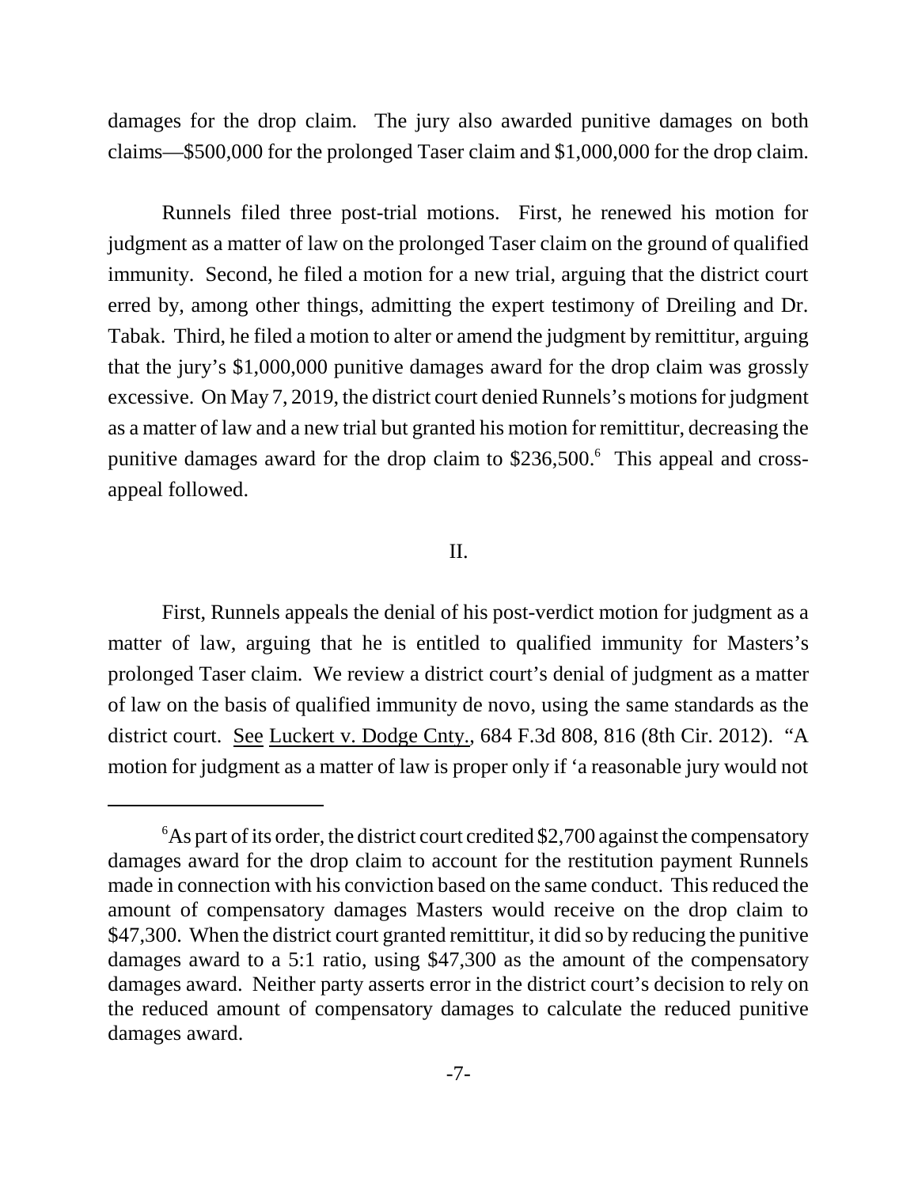damages for the drop claim. The jury also awarded punitive damages on both claims—$500,000 for the prolonged Taser claim and $1,000,000 for the drop claim.

Runnels filed three post-trial motions. First, he renewed his motion for judgment as a matter of law on the prolonged Taser claim on the ground of qualified immunity. Second, he filed a motion for a new trial, arguing that the district court erred by, among other things, admitting the expert testimony of Dreiling and Dr. Tabak. Third, he filed a motion to alter or amend the judgment by remittitur, arguing that the jury's $1,000,000 punitive damages award for the drop claim was grossly excessive. On May 7, 2019, the district court denied Runnels's motions for judgment as a matter of law and a new trial but granted his motion for remittitur, decreasing the punitive damages award for the drop claim to $236,500.[6] This appeal and cross-appeal followed.

## II.

First, Runnels appeals the denial of his post-verdict motion for judgment as a matter of law, arguing that he is entitled to qualified immunity for Masters's prolonged Taser claim. We review a district court's denial of judgment as a matter of law on the basis of qualified immunity de novo, using the same standards as the district court. See Luckert v. Dodge Cnty., 684 F.3d 808, 816 (8th Cir. 2012). "A motion for judgment as a matter of law is proper only if 'a reasonable jury would not

---

[6]As part of its order, the district court credited $2,700 against the compensatory damages award for the drop claim to account for the restitution payment Runnels made in connection with his conviction based on the same conduct. This reduced the amount of compensatory damages Masters would receive on the drop claim to $47,300. When the district court granted remittitur, it did so by reducing the punitive damages award to a 5:1 ratio, using $47,300 as the amount of the compensatory damages award. Neither party asserts error in the district court's decision to rely on the reduced amount of compensatory damages to calculate the reduced punitive damages award.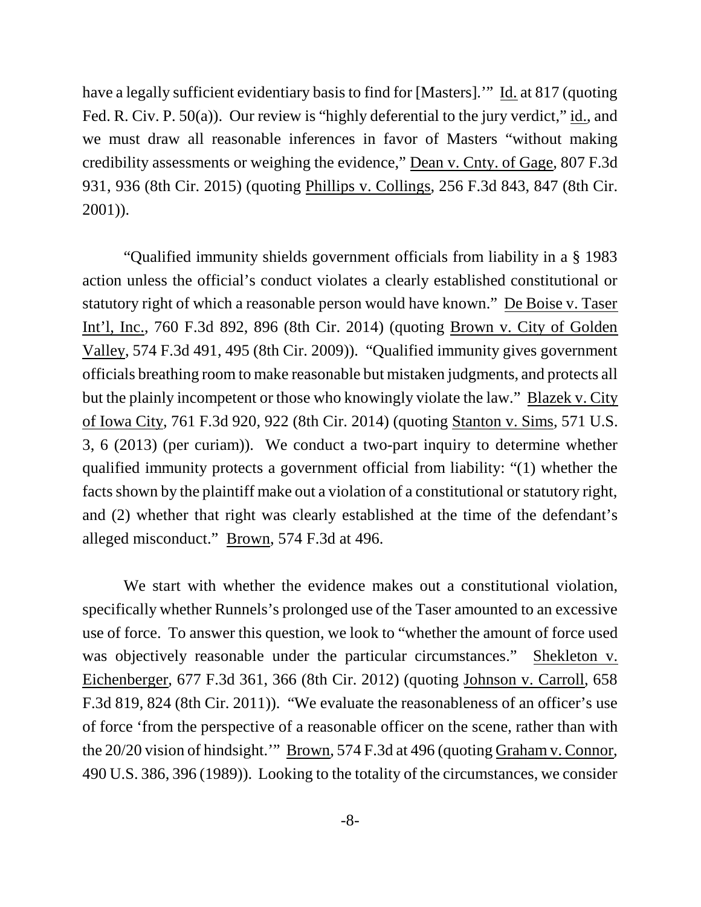have a legally sufficient evidentiary basis to find for [Masters].'" Id. at 817 (quoting Fed. R. Civ. P. 50(a)). Our review is "highly deferential to the jury verdict," id., and we must draw all reasonable inferences in favor of Masters "without making credibility assessments or weighing the evidence," Dean v. Cnty. of Gage, 807 F.3d 931, 936 (8th Cir. 2015) (quoting Phillips v. Collings, 256 F.3d 843, 847 (8th Cir. 2001)).

"Qualified immunity shields government officials from liability in a § 1983 action unless the official's conduct violates a clearly established constitutional or statutory right of which a reasonable person would have known." De Boise v. Taser Int'l, Inc., 760 F.3d 892, 896 (8th Cir. 2014) (quoting Brown v. City of Golden Valley, 574 F.3d 491, 495 (8th Cir. 2009)). "Qualified immunity gives government officials breathing room to make reasonable but mistaken judgments, and protects all but the plainly incompetent or those who knowingly violate the law." Blazek v. City of Iowa City, 761 F.3d 920, 922 (8th Cir. 2014) (quoting Stanton v. Sims, 571 U.S. 3, 6 (2013) (per curiam)). We conduct a two-part inquiry to determine whether qualified immunity protects a government official from liability: "(1) whether the facts shown by the plaintiff make out a violation of a constitutional or statutory right, and (2) whether that right was clearly established at the time of the defendant's alleged misconduct." Brown, 574 F.3d at 496.

We start with whether the evidence makes out a constitutional violation, specifically whether Runnels's prolonged use of the Taser amounted to an excessive use of force. To answer this question, we look to "whether the amount of force used was objectively reasonable under the particular circumstances." Shekleton v. Eichenberger, 677 F.3d 361, 366 (8th Cir. 2012) (quoting Johnson v. Carroll, 658 F.3d 819, 824 (8th Cir. 2011)). "We evaluate the reasonableness of an officer's use of force 'from the perspective of a reasonable officer on the scene, rather than with the 20/20 vision of hindsight.'" Brown, 574 F.3d at 496 (quoting Graham v. Connor, 490 U.S. 386, 396 (1989)). Looking to the totality of the circumstances, we consider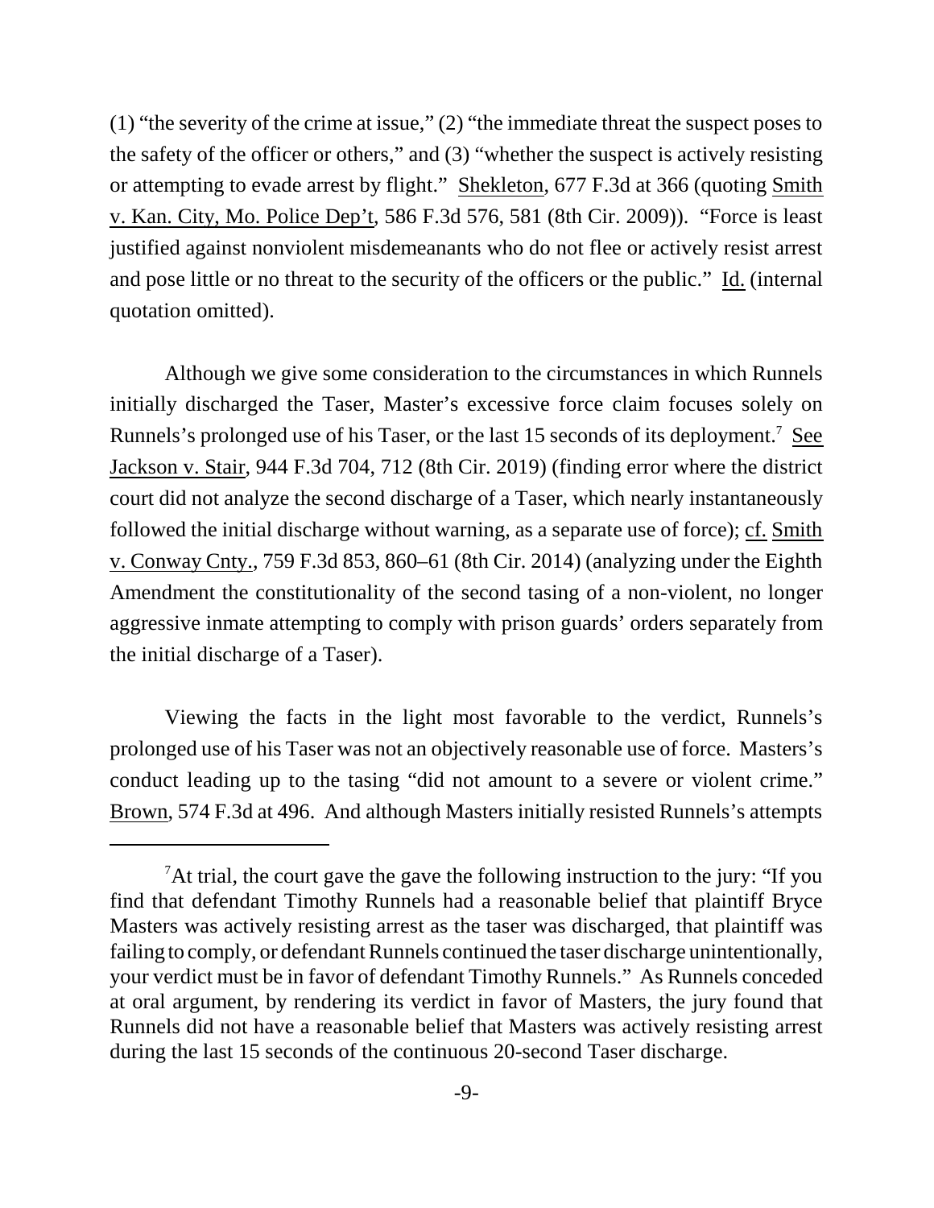(1) "the severity of the crime at issue," (2) "the immediate threat the suspect poses to the safety of the officer or others," and (3) "whether the suspect is actively resisting or attempting to evade arrest by flight." Shekleton, 677 F.3d at 366 (quoting Smith v. Kan. City, Mo. Police Dep't, 586 F.3d 576, 581 (8th Cir. 2009)). "Force is least justified against nonviolent misdemeanants who do not flee or actively resist arrest and pose little or no threat to the security of the officers or the public." Id. (internal quotation omitted).

Although we give some consideration to the circumstances in which Runnels initially discharged the Taser, Master's excessive force claim focuses solely on Runnels's prolonged use of his Taser, or the last 15 seconds of its deployment.[7] See Jackson v. Stair, 944 F.3d 704, 712 (8th Cir. 2019) (finding error where the district court did not analyze the second discharge of a Taser, which nearly instantaneously followed the initial discharge without warning, as a separate use of force); cf. Smith v. Conway Cnty., 759 F.3d 853, 860–61 (8th Cir. 2014) (analyzing under the Eighth Amendment the constitutionality of the second tasing of a non-violent, no longer aggressive inmate attempting to comply with prison guards' orders separately from the initial discharge of a Taser).

Viewing the facts in the light most favorable to the verdict, Runnels's prolonged use of his Taser was not an objectively reasonable use of force. Masters's conduct leading up to the tasing "did not amount to a severe or violent crime." Brown, 574 F.3d at 496. And although Masters initially resisted Runnels's attempts

---

[7] At trial, the court gave the gave the following instruction to the jury: "If you find that defendant Timothy Runnels had a reasonable belief that plaintiff Bryce Masters was actively resisting arrest as the taser was discharged, that plaintiff was failing to comply, or defendant Runnels continued the taser discharge unintentionally, your verdict must be in favor of defendant Timothy Runnels." As Runnels conceded at oral argument, by rendering its verdict in favor of Masters, the jury found that Runnels did not have a reasonable belief that Masters was actively resisting arrest during the last 15 seconds of the continuous 20-second Taser discharge.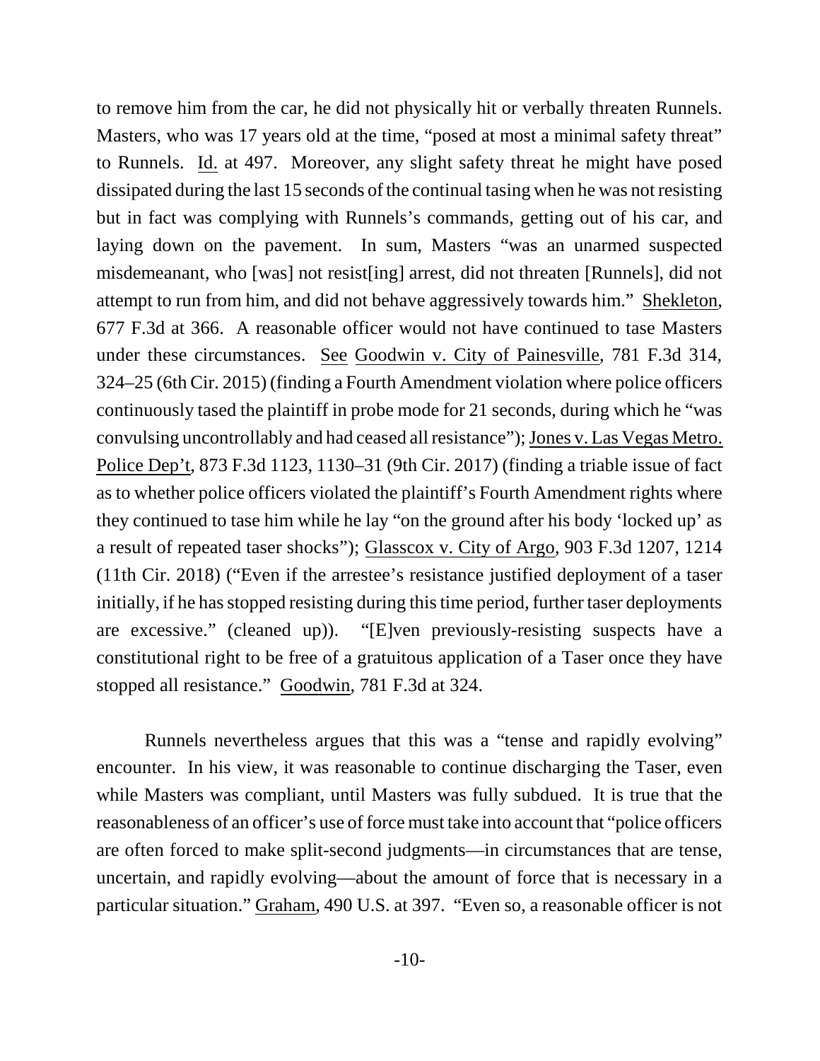to remove him from the car, he did not physically hit or verbally threaten Runnels. Masters, who was 17 years old at the time, "posed at most a minimal safety threat" to Runnels. Id. at 497. Moreover, any slight safety threat he might have posed dissipated during the last 15 seconds of the continual tasing when he was not resisting but in fact was complying with Runnels's commands, getting out of his car, and laying down on the pavement. In sum, Masters "was an unarmed suspected misdemeanant, who [was] not resist[ing] arrest, did not threaten [Runnels], did not attempt to run from him, and did not behave aggressively towards him." Shekleton, 677 F.3d at 366. A reasonable officer would not have continued to tase Masters under these circumstances. See Goodwin v. City of Painesville, 781 F.3d 314, 324–25 (6th Cir. 2015) (finding a Fourth Amendment violation where police officers continuously tased the plaintiff in probe mode for 21 seconds, during which he "was convulsing uncontrollably and had ceased all resistance"); Jones v. Las Vegas Metro. Police Dep't, 873 F.3d 1123, 1130–31 (9th Cir. 2017) (finding a triable issue of fact as to whether police officers violated the plaintiff's Fourth Amendment rights where they continued to tase him while he lay "on the ground after his body 'locked up' as a result of repeated taser shocks"); Glasscox v. City of Argo, 903 F.3d 1207, 1214 (11th Cir. 2018) ("Even if the arrestee's resistance justified deployment of a taser initially, if he has stopped resisting during this time period, further taser deployments are excessive." (cleaned up)). "[E]ven previously-resisting suspects have a constitutional right to be free of a gratuitous application of a Taser once they have stopped all resistance." Goodwin, 781 F.3d at 324.

Runnels nevertheless argues that this was a "tense and rapidly evolving" encounter. In his view, it was reasonable to continue discharging the Taser, even while Masters was compliant, until Masters was fully subdued. It is true that the reasonableness of an officer's use of force must take into account that "police officers are often forced to make split-second judgments—in circumstances that are tense, uncertain, and rapidly evolving—about the amount of force that is necessary in a particular situation." Graham, 490 U.S. at 397. "Even so, a reasonable officer is not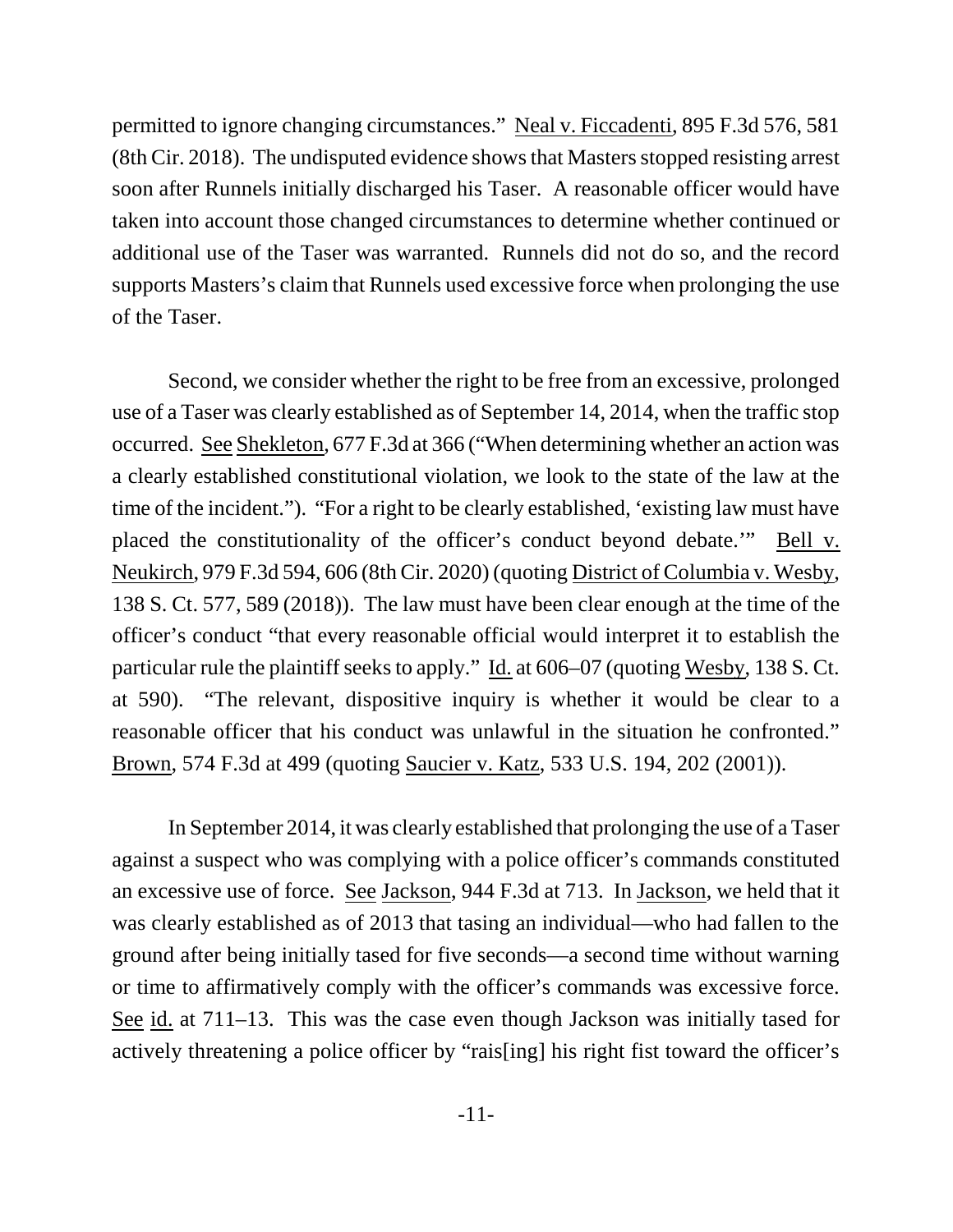permitted to ignore changing circumstances." Neal v. Ficcadenti, 895 F.3d 576, 581 (8th Cir. 2018). The undisputed evidence shows that Masters stopped resisting arrest soon after Runnels initially discharged his Taser. A reasonable officer would have taken into account those changed circumstances to determine whether continued or additional use of the Taser was warranted. Runnels did not do so, and the record supports Masters's claim that Runnels used excessive force when prolonging the use of the Taser.

Second, we consider whether the right to be free from an excessive, prolonged use of a Taser was clearly established as of September 14, 2014, when the traffic stop occurred. See Shekleton, 677 F.3d at 366 ("When determining whether an action was a clearly established constitutional violation, we look to the state of the law at the time of the incident."). "For a right to be clearly established, 'existing law must have placed the constitutionality of the officer's conduct beyond debate.'" Bell v. Neukirch, 979 F.3d 594, 606 (8th Cir. 2020) (quoting District of Columbia v. Wesby, 138 S. Ct. 577, 589 (2018)). The law must have been clear enough at the time of the officer's conduct "that every reasonable official would interpret it to establish the particular rule the plaintiff seeks to apply." Id. at 606–07 (quoting Wesby, 138 S. Ct. at 590). "The relevant, dispositive inquiry is whether it would be clear to a reasonable officer that his conduct was unlawful in the situation he confronted." Brown, 574 F.3d at 499 (quoting Saucier v. Katz, 533 U.S. 194, 202 (2001)).

In September 2014, it was clearly established that prolonging the use of a Taser against a suspect who was complying with a police officer's commands constituted an excessive use of force. See Jackson, 944 F.3d at 713. In Jackson, we held that it was clearly established as of 2013 that tasing an individual—who had fallen to the ground after being initially tased for five seconds—a second time without warning or time to affirmatively comply with the officer's commands was excessive force. See id. at 711–13. This was the case even though Jackson was initially tased for actively threatening a police officer by "rais[ing] his right fist toward the officer's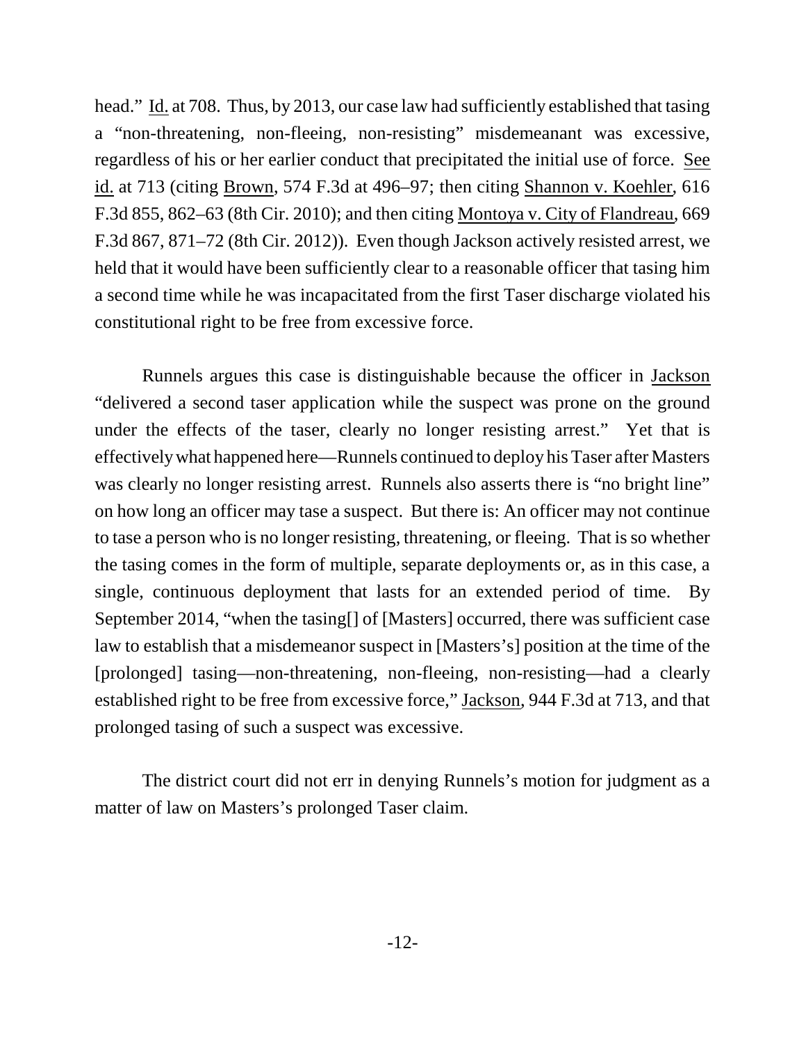head." Id. at 708. Thus, by 2013, our case law had sufficiently established that tasing a "non-threatening, non-fleeing, non-resisting" misdemeanant was excessive, regardless of his or her earlier conduct that precipitated the initial use of force. See id. at 713 (citing Brown, 574 F.3d at 496–97; then citing Shannon v. Koehler, 616 F.3d 855, 862–63 (8th Cir. 2010); and then citing Montoya v. City of Flandreau, 669 F.3d 867, 871–72 (8th Cir. 2012)). Even though Jackson actively resisted arrest, we held that it would have been sufficiently clear to a reasonable officer that tasing him a second time while he was incapacitated from the first Taser discharge violated his constitutional right to be free from excessive force.

Runnels argues this case is distinguishable because the officer in Jackson "delivered a second taser application while the suspect was prone on the ground under the effects of the taser, clearly no longer resisting arrest." Yet that is effectively what happened here—Runnels continued to deploy his Taser after Masters was clearly no longer resisting arrest. Runnels also asserts there is "no bright line" on how long an officer may tase a suspect. But there is: An officer may not continue to tase a person who is no longer resisting, threatening, or fleeing. That is so whether the tasing comes in the form of multiple, separate deployments or, as in this case, a single, continuous deployment that lasts for an extended period of time. By September 2014, "when the tasing[] of [Masters] occurred, there was sufficient case law to establish that a misdemeanor suspect in [Masters's] position at the time of the [prolonged] tasing—non-threatening, non-fleeing, non-resisting—had a clearly established right to be free from excessive force," Jackson, 944 F.3d at 713, and that prolonged tasing of such a suspect was excessive.

The district court did not err in denying Runnels's motion for judgment as a matter of law on Masters's prolonged Taser claim.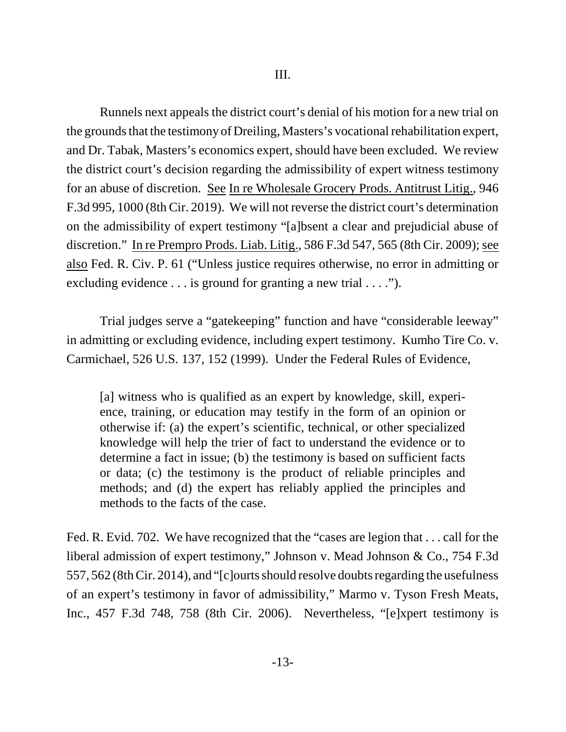# III.

Runnels next appeals the district court's denial of his motion for a new trial on the grounds that the testimony of Dreiling, Masters's vocational rehabilitation expert, and Dr. Tabak, Masters's economics expert, should have been excluded. We review the district court's decision regarding the admissibility of expert witness testimony for an abuse of discretion. See In re Wholesale Grocery Prods. Antitrust Litig., 946 F.3d 995, 1000 (8th Cir. 2019). We will not reverse the district court's determination on the admissibility of expert testimony "[a]bsent a clear and prejudicial abuse of discretion." In re Prempro Prods. Liab. Litig., 586 F.3d 547, 565 (8th Cir. 2009); see also Fed. R. Civ. P. 61 ("Unless justice requires otherwise, no error in admitting or excluding evidence . . . is ground for granting a new trial . . . .").

Trial judges serve a "gatekeeping" function and have "considerable leeway" in admitting or excluding evidence, including expert testimony. Kumho Tire Co. v. Carmichael, 526 U.S. 137, 152 (1999). Under the Federal Rules of Evidence,

> [a] witness who is qualified as an expert by knowledge, skill, experience, training, or education may testify in the form of an opinion or otherwise if: (a) the expert's scientific, technical, or other specialized knowledge will help the trier of fact to understand the evidence or to determine a fact in issue; (b) the testimony is based on sufficient facts or data; (c) the testimony is the product of reliable principles and methods; and (d) the expert has reliably applied the principles and methods to the facts of the case.

Fed. R. Evid. 702. We have recognized that the "cases are legion that . . . call for the liberal admission of expert testimony," Johnson v. Mead Johnson & Co., 754 F.3d 557, 562 (8th Cir. 2014), and "[c]ourts should resolve doubts regarding the usefulness of an expert's testimony in favor of admissibility," Marmo v. Tyson Fresh Meats, Inc., 457 F.3d 748, 758 (8th Cir. 2006). Nevertheless, "[e]xpert testimony is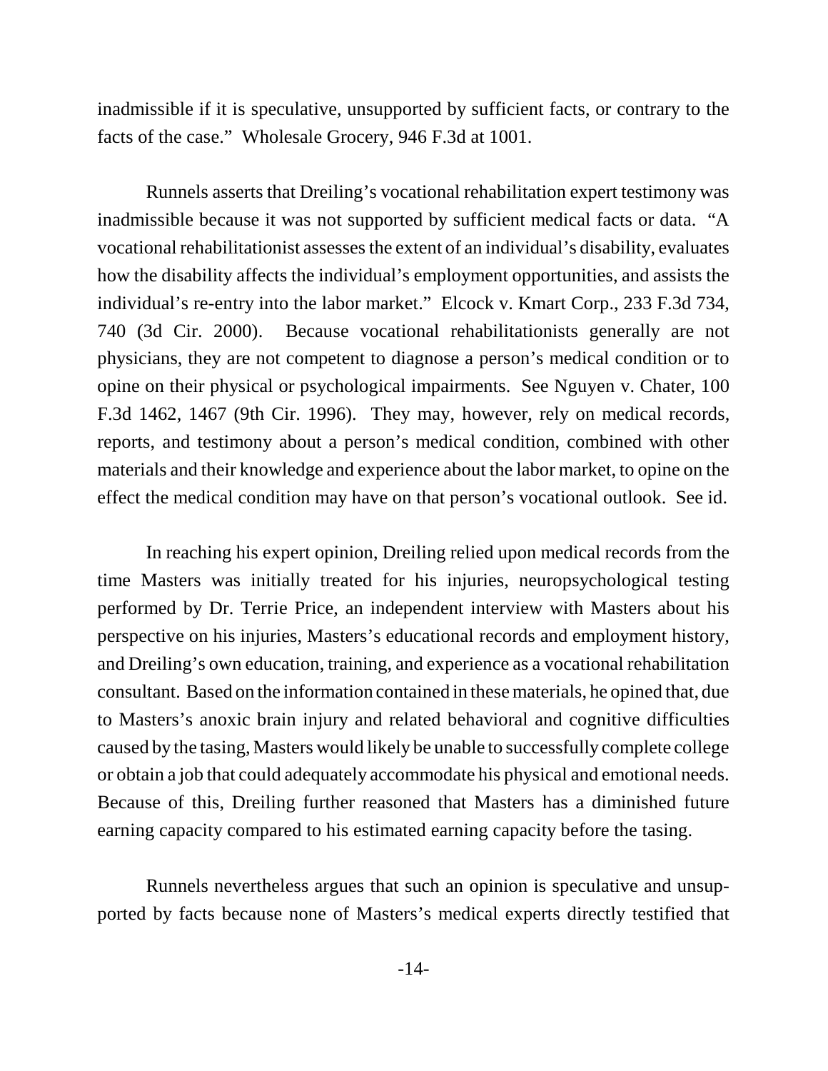inadmissible if it is speculative, unsupported by sufficient facts, or contrary to the facts of the case." Wholesale Grocery, 946 F.3d at 1001.

Runnels asserts that Dreiling's vocational rehabilitation expert testimony was inadmissible because it was not supported by sufficient medical facts or data. "A vocational rehabilitationist assesses the extent of an individual's disability, evaluates how the disability affects the individual's employment opportunities, and assists the individual's re-entry into the labor market." Elcock v. Kmart Corp., 233 F.3d 734, 740 (3d Cir. 2000). Because vocational rehabilitationists generally are not physicians, they are not competent to diagnose a person's medical condition or to opine on their physical or psychological impairments. See Nguyen v. Chater, 100 F.3d 1462, 1467 (9th Cir. 1996). They may, however, rely on medical records, reports, and testimony about a person's medical condition, combined with other materials and their knowledge and experience about the labor market, to opine on the effect the medical condition may have on that person's vocational outlook. See id.

In reaching his expert opinion, Dreiling relied upon medical records from the time Masters was initially treated for his injuries, neuropsychological testing performed by Dr. Terrie Price, an independent interview with Masters about his perspective on his injuries, Masters's educational records and employment history, and Dreiling's own education, training, and experience as a vocational rehabilitation consultant. Based on the information contained in these materials, he opined that, due to Masters's anoxic brain injury and related behavioral and cognitive difficulties caused by the tasing, Masters would likely be unable to successfully complete college or obtain a job that could adequately accommodate his physical and emotional needs. Because of this, Dreiling further reasoned that Masters has a diminished future earning capacity compared to his estimated earning capacity before the tasing.

Runnels nevertheless argues that such an opinion is speculative and unsupported by facts because none of Masters's medical experts directly testified that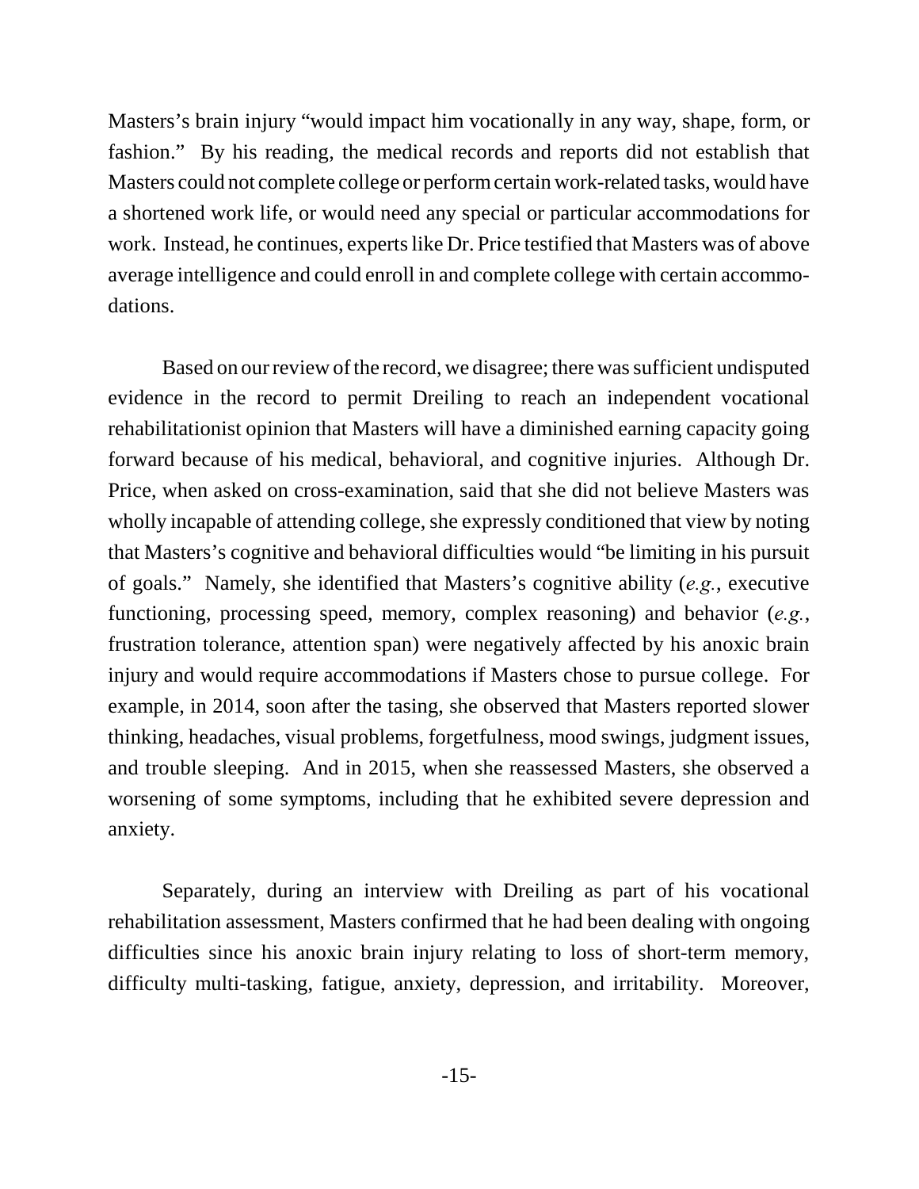Masters's brain injury "would impact him vocationally in any way, shape, form, or fashion." By his reading, the medical records and reports did not establish that Masters could not complete college or perform certain work-related tasks, would have a shortened work life, or would need any special or particular accommodations for work. Instead, he continues, experts like Dr. Price testified that Masters was of above average intelligence and could enroll in and complete college with certain accommodations.

Based on our review of the record, we disagree; there was sufficient undisputed evidence in the record to permit Dreiling to reach an independent vocational rehabilitationist opinion that Masters will have a diminished earning capacity going forward because of his medical, behavioral, and cognitive injuries. Although Dr. Price, when asked on cross-examination, said that she did not believe Masters was wholly incapable of attending college, she expressly conditioned that view by noting that Masters's cognitive and behavioral difficulties would "be limiting in his pursuit of goals." Namely, she identified that Masters's cognitive ability (*e.g.*, executive functioning, processing speed, memory, complex reasoning) and behavior (*e.g.*, frustration tolerance, attention span) were negatively affected by his anoxic brain injury and would require accommodations if Masters chose to pursue college. For example, in 2014, soon after the tasing, she observed that Masters reported slower thinking, headaches, visual problems, forgetfulness, mood swings, judgment issues, and trouble sleeping. And in 2015, when she reassessed Masters, she observed a worsening of some symptoms, including that he exhibited severe depression and anxiety.

Separately, during an interview with Dreiling as part of his vocational rehabilitation assessment, Masters confirmed that he had been dealing with ongoing difficulties since his anoxic brain injury relating to loss of short-term memory, difficulty multi-tasking, fatigue, anxiety, depression, and irritability. Moreover,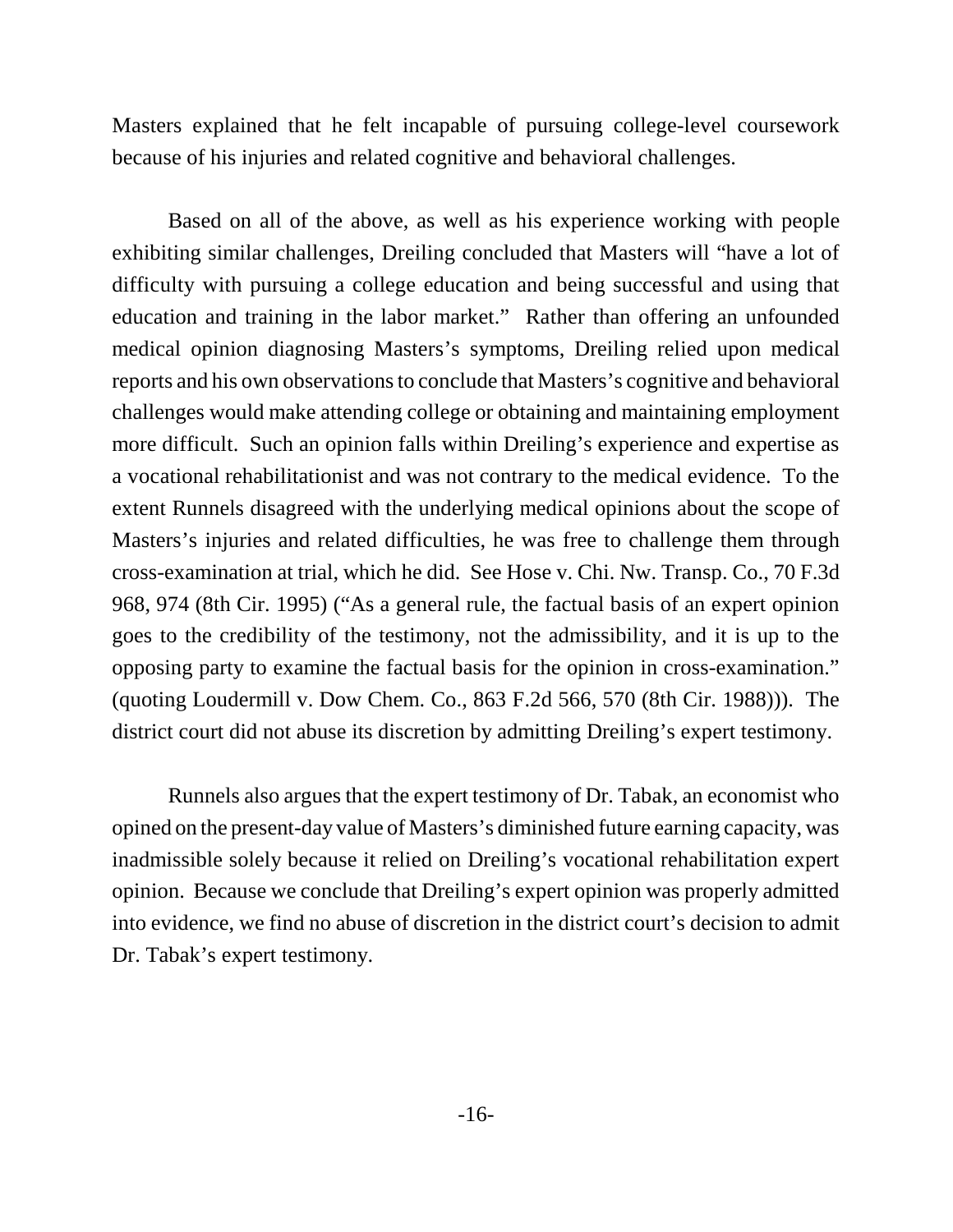Masters explained that he felt incapable of pursuing college-level coursework because of his injuries and related cognitive and behavioral challenges.

Based on all of the above, as well as his experience working with people exhibiting similar challenges, Dreiling concluded that Masters will "have a lot of difficulty with pursuing a college education and being successful and using that education and training in the labor market." Rather than offering an unfounded medical opinion diagnosing Masters's symptoms, Dreiling relied upon medical reports and his own observations to conclude that Masters's cognitive and behavioral challenges would make attending college or obtaining and maintaining employment more difficult. Such an opinion falls within Dreiling's experience and expertise as a vocational rehabilitationist and was not contrary to the medical evidence. To the extent Runnels disagreed with the underlying medical opinions about the scope of Masters's injuries and related difficulties, he was free to challenge them through cross-examination at trial, which he did. See Hose v. Chi. Nw. Transp. Co., 70 F.3d 968, 974 (8th Cir. 1995) ("As a general rule, the factual basis of an expert opinion goes to the credibility of the testimony, not the admissibility, and it is up to the opposing party to examine the factual basis for the opinion in cross-examination." (quoting Loudermill v. Dow Chem. Co., 863 F.2d 566, 570 (8th Cir. 1988))). The district court did not abuse its discretion by admitting Dreiling's expert testimony.

Runnels also argues that the expert testimony of Dr. Tabak, an economist who opined on the present-day value of Masters's diminished future earning capacity, was inadmissible solely because it relied on Dreiling's vocational rehabilitation expert opinion. Because we conclude that Dreiling's expert opinion was properly admitted into evidence, we find no abuse of discretion in the district court's decision to admit Dr. Tabak's expert testimony.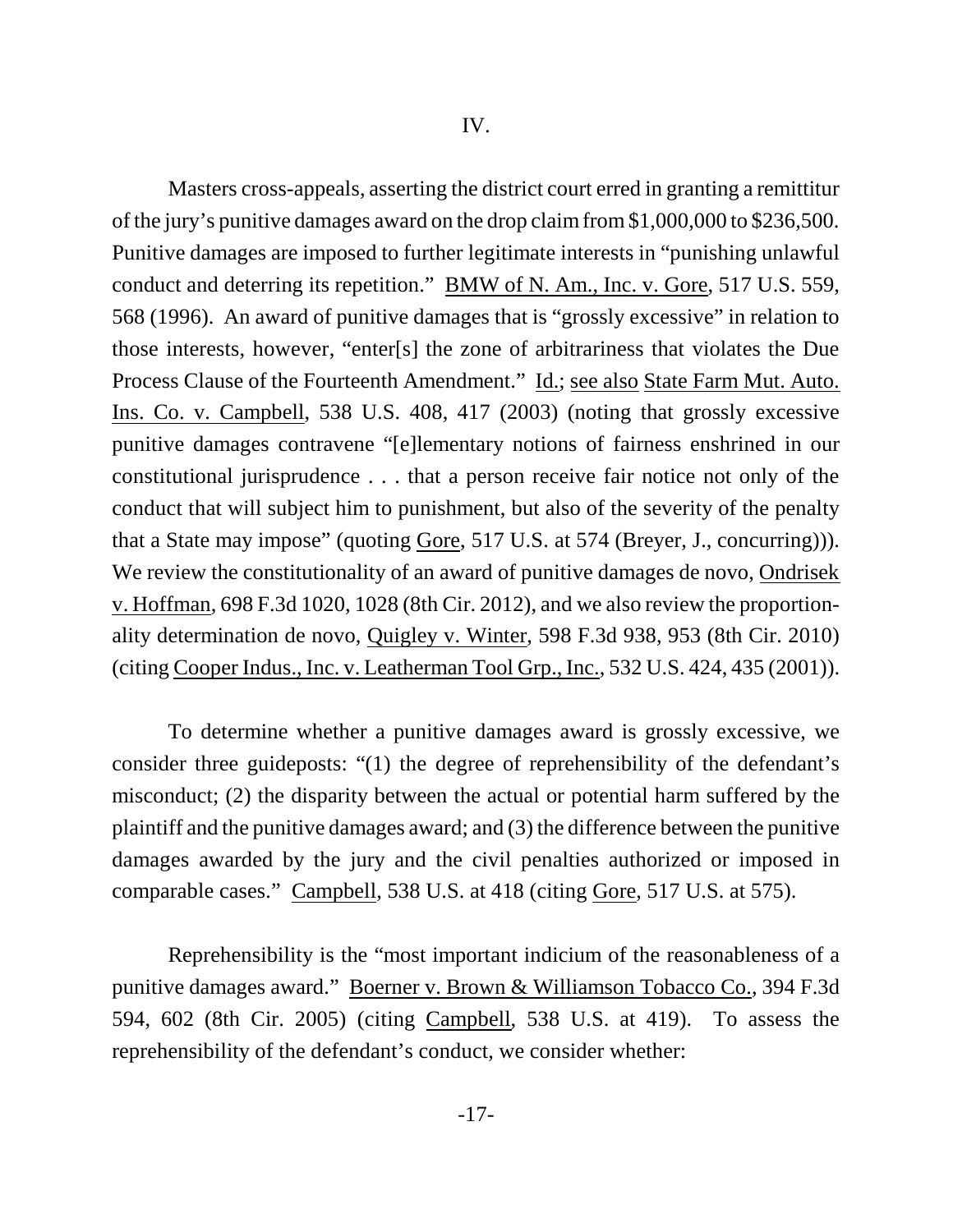IV.

Masters cross-appeals, asserting the district court erred in granting a remittitur of the jury's punitive damages award on the drop claim from $1,000,000 to $236,500. Punitive damages are imposed to further legitimate interests in "punishing unlawful conduct and deterring its repetition." BMW of N. Am., Inc. v. Gore, 517 U.S. 559, 568 (1996). An award of punitive damages that is "grossly excessive" in relation to those interests, however, "enter[s] the zone of arbitrariness that violates the Due Process Clause of the Fourteenth Amendment." Id.; see also State Farm Mut. Auto. Ins. Co. v. Campbell, 538 U.S. 408, 417 (2003) (noting that grossly excessive punitive damages contravene "[e]lementary notions of fairness enshrined in our constitutional jurisprudence . . . that a person receive fair notice not only of the conduct that will subject him to punishment, but also of the severity of the penalty that a State may impose" (quoting Gore, 517 U.S. at 574 (Breyer, J., concurring))). We review the constitutionality of an award of punitive damages de novo, Ondrisek v. Hoffman, 698 F.3d 1020, 1028 (8th Cir. 2012), and we also review the proportionality determination de novo, Quigley v. Winter, 598 F.3d 938, 953 (8th Cir. 2010) (citing Cooper Indus., Inc. v. Leatherman Tool Grp., Inc., 532 U.S. 424, 435 (2001)).

To determine whether a punitive damages award is grossly excessive, we consider three guideposts: "(1) the degree of reprehensibility of the defendant's misconduct; (2) the disparity between the actual or potential harm suffered by the plaintiff and the punitive damages award; and (3) the difference between the punitive damages awarded by the jury and the civil penalties authorized or imposed in comparable cases." Campbell, 538 U.S. at 418 (citing Gore, 517 U.S. at 575).

Reprehensibility is the "most important indicium of the reasonableness of a punitive damages award." Boerner v. Brown & Williamson Tobacco Co., 394 F.3d 594, 602 (8th Cir. 2005) (citing Campbell, 538 U.S. at 419). To assess the reprehensibility of the defendant's conduct, we consider whether: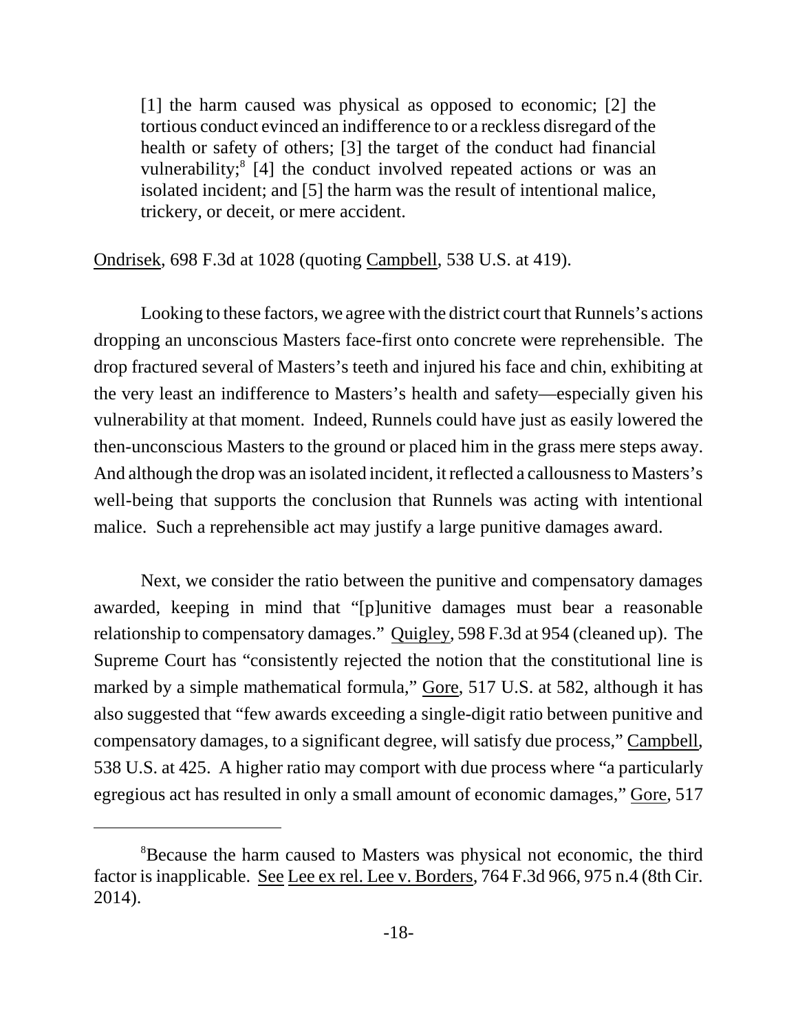[1] the harm caused was physical as opposed to economic; [2] the tortious conduct evinced an indifference to or a reckless disregard of the health or safety of others; [3] the target of the conduct had financial vulnerability;[8] [4] the conduct involved repeated actions or was an isolated incident; and [5] the harm was the result of intentional malice, trickery, or deceit, or mere accident.

Ondrisek, 698 F.3d at 1028 (quoting Campbell, 538 U.S. at 419).

Looking to these factors, we agree with the district court that Runnels's actions dropping an unconscious Masters face-first onto concrete were reprehensible. The drop fractured several of Masters's teeth and injured his face and chin, exhibiting at the very least an indifference to Masters's health and safety—especially given his vulnerability at that moment. Indeed, Runnels could have just as easily lowered the then-unconscious Masters to the ground or placed him in the grass mere steps away. And although the drop was an isolated incident, it reflected a callousness to Masters's well-being that supports the conclusion that Runnels was acting with intentional malice. Such a reprehensible act may justify a large punitive damages award.

Next, we consider the ratio between the punitive and compensatory damages awarded, keeping in mind that "[p]unitive damages must bear a reasonable relationship to compensatory damages." Quigley, 598 F.3d at 954 (cleaned up). The Supreme Court has "consistently rejected the notion that the constitutional line is marked by a simple mathematical formula," Gore, 517 U.S. at 582, although it has also suggested that "few awards exceeding a single-digit ratio between punitive and compensatory damages, to a significant degree, will satisfy due process," Campbell, 538 U.S. at 425. A higher ratio may comport with due process where "a particularly egregious act has resulted in only a small amount of economic damages," Gore, 517

---

[8] Because the harm caused to Masters was physical not economic, the third factor is inapplicable. See Lee ex rel. Lee v. Borders, 764 F.3d 966, 975 n.4 (8th Cir. 2014).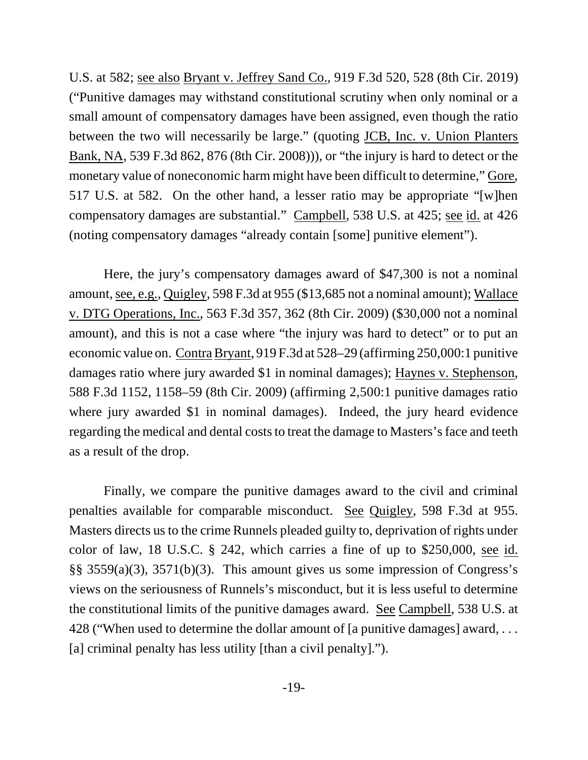U.S. at 582; see also Bryant v. Jeffrey Sand Co., 919 F.3d 520, 528 (8th Cir. 2019) ("Punitive damages may withstand constitutional scrutiny when only nominal or a small amount of compensatory damages have been assigned, even though the ratio between the two will necessarily be large." (quoting JCB, Inc. v. Union Planters Bank, NA, 539 F.3d 862, 876 (8th Cir. 2008))), or "the injury is hard to detect or the monetary value of noneconomic harm might have been difficult to determine," Gore, 517 U.S. at 582. On the other hand, a lesser ratio may be appropriate "[w]hen compensatory damages are substantial." Campbell, 538 U.S. at 425; see id. at 426 (noting compensatory damages "already contain [some] punitive element").

Here, the jury's compensatory damages award of $47,300 is not a nominal amount, see, e.g., Quigley, 598 F.3d at 955 ($13,685 not a nominal amount); Wallace v. DTG Operations, Inc., 563 F.3d 357, 362 (8th Cir. 2009) ($30,000 not a nominal amount), and this is not a case where "the injury was hard to detect" or to put an economic value on. Contra Bryant, 919 F.3d at 528–29 (affirming 250,000:1 punitive damages ratio where jury awarded $1 in nominal damages); Haynes v. Stephenson, 588 F.3d 1152, 1158–59 (8th Cir. 2009) (affirming 2,500:1 punitive damages ratio where jury awarded $1 in nominal damages). Indeed, the jury heard evidence regarding the medical and dental costs to treat the damage to Masters's face and teeth as a result of the drop.

Finally, we compare the punitive damages award to the civil and criminal penalties available for comparable misconduct. See Quigley, 598 F.3d at 955. Masters directs us to the crime Runnels pleaded guilty to, deprivation of rights under color of law, 18 U.S.C. § 242, which carries a fine of up to $250,000, see id. §§ 3559(a)(3), 3571(b)(3). This amount gives us some impression of Congress's views on the seriousness of Runnels's misconduct, but it is less useful to determine the constitutional limits of the punitive damages award. See Campbell, 538 U.S. at 428 ("When used to determine the dollar amount of [a punitive damages] award, . . . [a] criminal penalty has less utility [than a civil penalty].").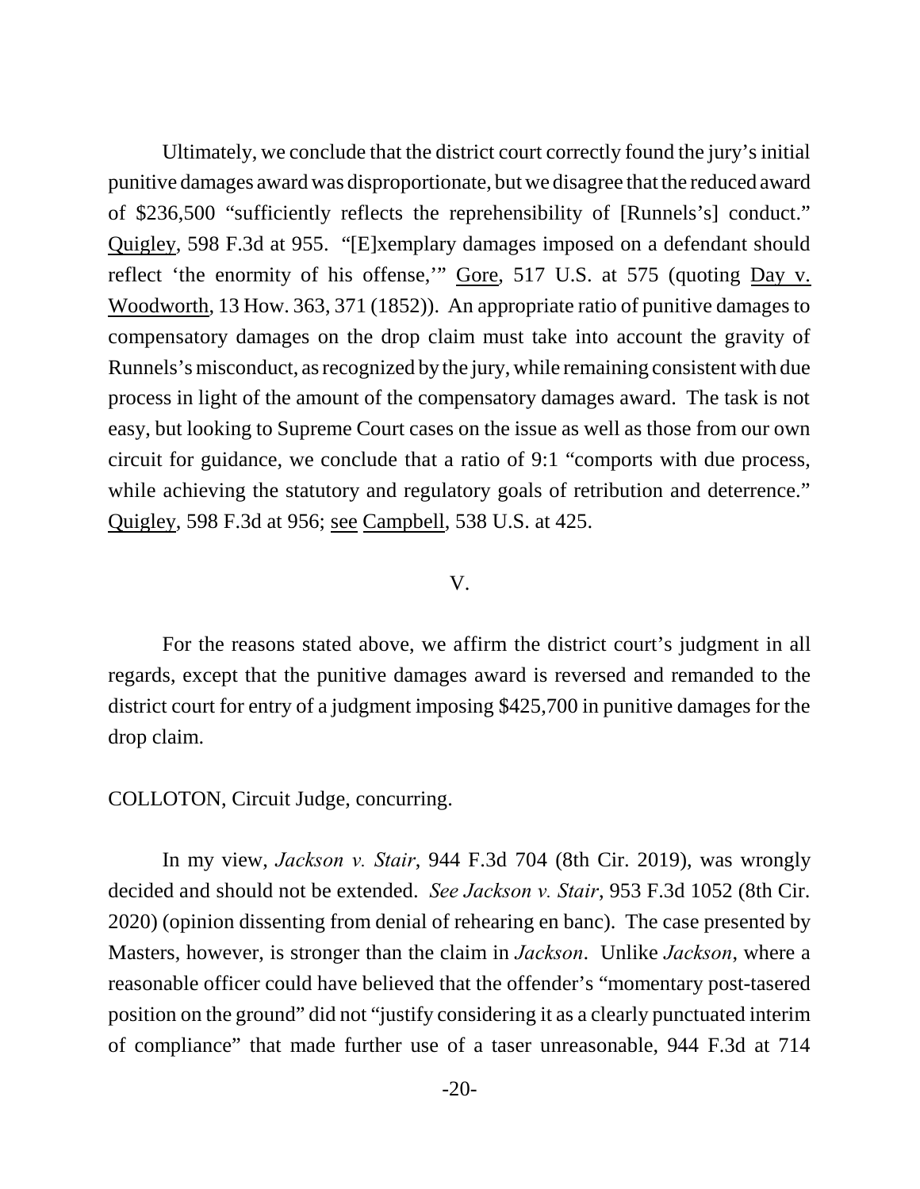Ultimately, we conclude that the district court correctly found the jury's initial punitive damages award was disproportionate, but we disagree that the reduced award of $236,500 "sufficiently reflects the reprehensibility of [Runnels's] conduct." Quigley, 598 F.3d at 955. "[E]xemplary damages imposed on a defendant should reflect 'the enormity of his offense,'" Gore, 517 U.S. at 575 (quoting Day v. Woodworth, 13 How. 363, 371 (1852)). An appropriate ratio of punitive damages to compensatory damages on the drop claim must take into account the gravity of Runnels's misconduct, as recognized by the jury, while remaining consistent with due process in light of the amount of the compensatory damages award. The task is not easy, but looking to Supreme Court cases on the issue as well as those from our own circuit for guidance, we conclude that a ratio of 9:1 "comports with due process, while achieving the statutory and regulatory goals of retribution and deterrence." Quigley, 598 F.3d at 956; see Campbell, 538 U.S. at 425.

## V.

For the reasons stated above, we affirm the district court's judgment in all regards, except that the punitive damages award is reversed and remanded to the district court for entry of a judgment imposing $425,700 in punitive damages for the drop claim.

COLLOTON, Circuit Judge, concurring.

In my view, *Jackson v. Stair*, 944 F.3d 704 (8th Cir. 2019), was wrongly decided and should not be extended. *See Jackson v. Stair*, 953 F.3d 1052 (8th Cir. 2020) (opinion dissenting from denial of rehearing en banc). The case presented by Masters, however, is stronger than the claim in *Jackson*. Unlike *Jackson*, where a reasonable officer could have believed that the offender's "momentary post-tasered position on the ground" did not "justify considering it as a clearly punctuated interim of compliance" that made further use of a taser unreasonable, 944 F.3d at 714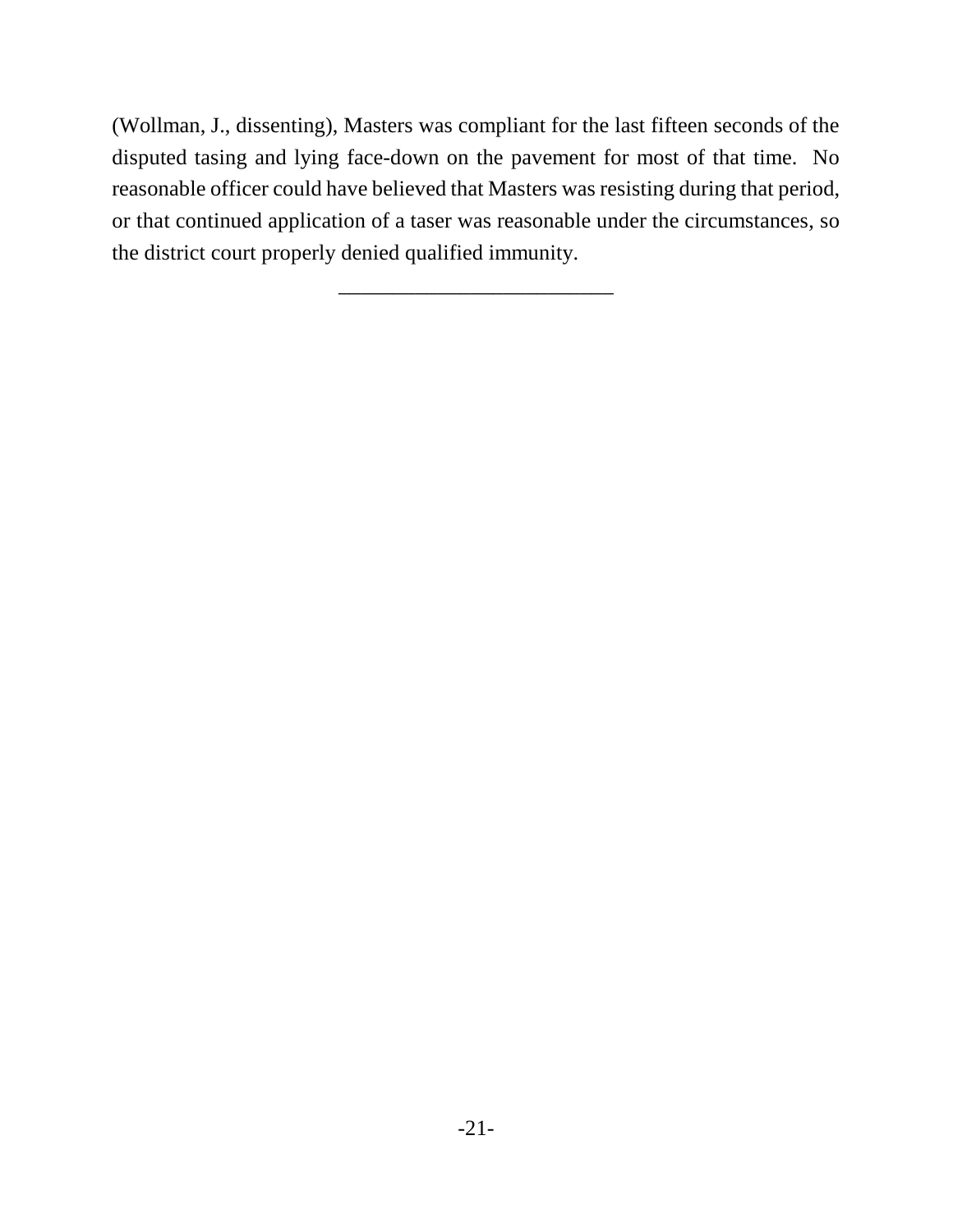(Wollman, J., dissenting), Masters was compliant for the last fifteen seconds of the disputed tasing and lying face-down on the pavement for most of that time. No reasonable officer could have believed that Masters was resisting during that period, or that continued application of a taser was reasonable under the circumstances, so the district court properly denied qualified immunity.

______________________________